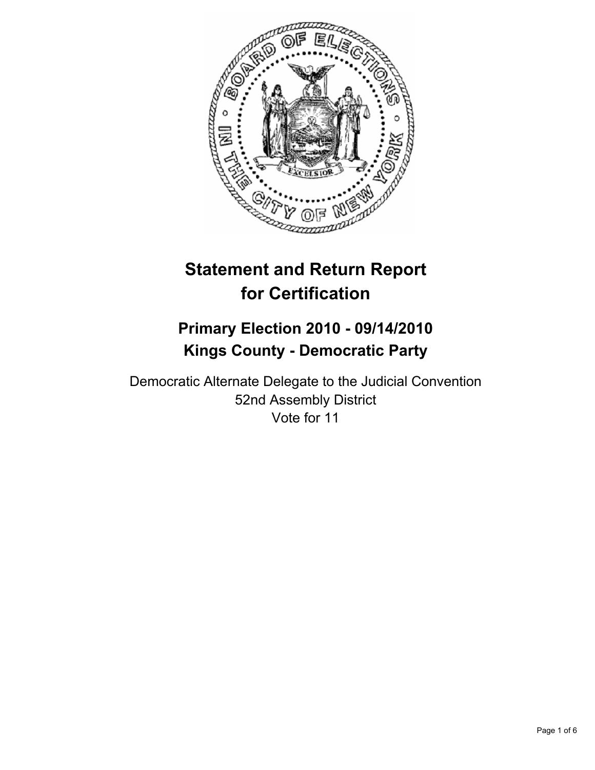# Statement and Return Report for Certification

## Primary Election 2010 - 09/14/2010
## Kings County - Democratic Party

Democratic Alternate Delegate to the Judicial Convention
52nd Assembly District
Vote for 11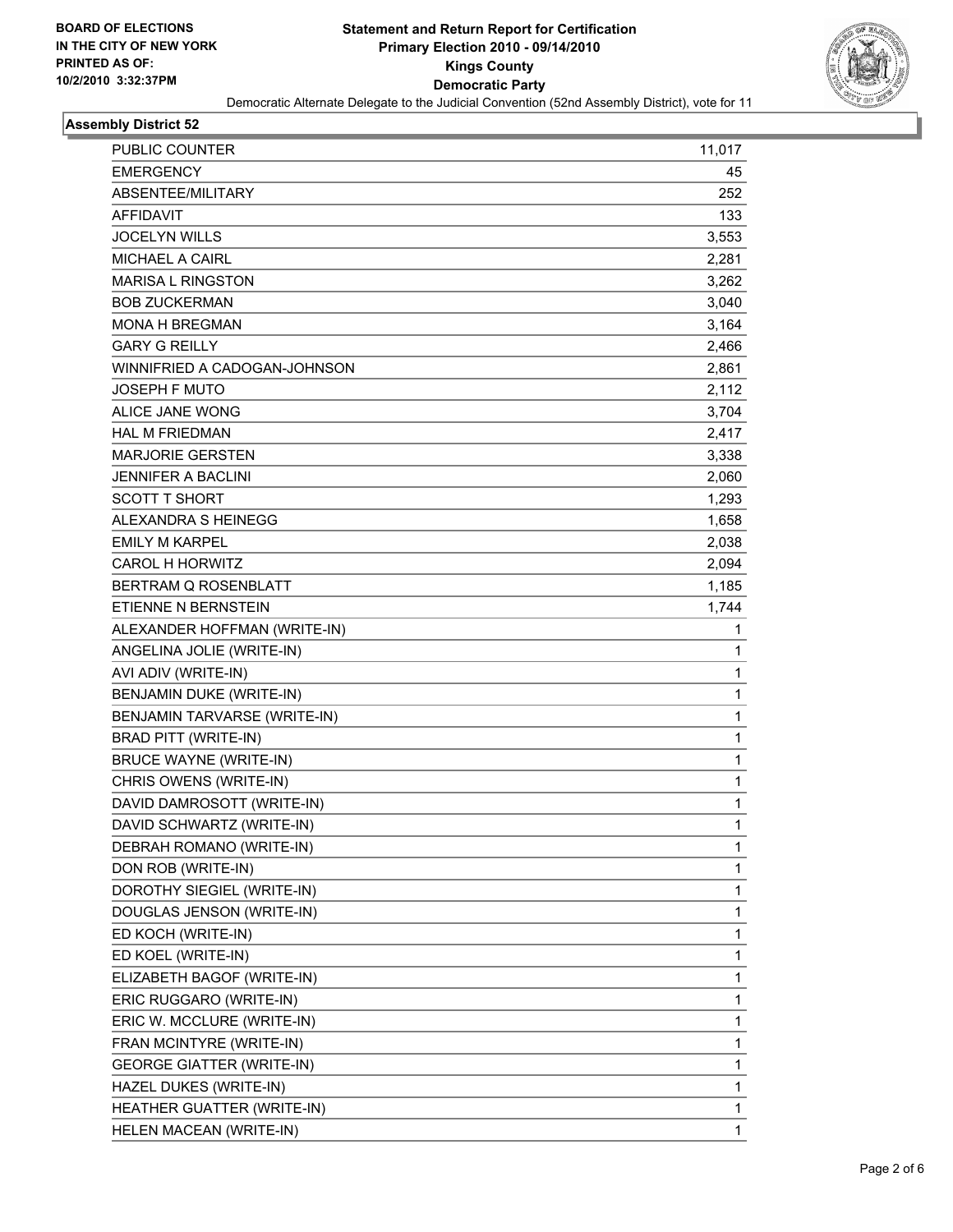**BOARD OF ELECTIONS IN THE CITY OF NEW YORK PRINTED AS OF: 10/2/2010 3:32:37PM**

# Statement and Return Report for Certification
## Primary Election 2010 - 09/14/2010
## Kings County
## Democratic Party

Democratic Alternate Delegate to the Judicial Convention (52nd Assembly District), vote for 11

### Assembly District 52

| | |
|---|---|
| PUBLIC COUNTER | 11,017 |
| EMERGENCY | 45 |
| ABSENTEE/MILITARY | 252 |
| AFFIDAVIT | 133 |
| JOCELYN WILLS | 3,553 |
| MICHAEL A CAIRL | 2,281 |
| MARISA L RINGSTON | 3,262 |
| BOB ZUCKERMAN | 3,040 |
| MONA H BREGMAN | 3,164 |
| GARY G REILLY | 2,466 |
| WINNIFRIED A CADOGAN-JOHNSON | 2,861 |
| JOSEPH F MUTO | 2,112 |
| ALICE JANE WONG | 3,704 |
| HAL M FRIEDMAN | 2,417 |
| MARJORIE GERSTEN | 3,338 |
| JENNIFER A BACLINI | 2,060 |
| SCOTT T SHORT | 1,293 |
| ALEXANDRA S HEINEGG | 1,658 |
| EMILY M KARPEL | 2,038 |
| CAROL H HORWITZ | 2,094 |
| BERTRAM Q ROSENBLATT | 1,185 |
| ETIENNE N BERNSTEIN | 1,744 |
| ALEXANDER HOFFMAN (WRITE-IN) | 1 |
| ANGELINA JOLIE (WRITE-IN) | 1 |
| AVI ADIV (WRITE-IN) | 1 |
| BENJAMIN DUKE (WRITE-IN) | 1 |
| BENJAMIN TARVARSE (WRITE-IN) | 1 |
| BRAD PITT (WRITE-IN) | 1 |
| BRUCE WAYNE (WRITE-IN) | 1 |
| CHRIS OWENS (WRITE-IN) | 1 |
| DAVID DAMROSOTT (WRITE-IN) | 1 |
| DAVID SCHWARTZ (WRITE-IN) | 1 |
| DEBRAH ROMANO (WRITE-IN) | 1 |
| DON ROB (WRITE-IN) | 1 |
| DOROTHY SIEGIEL (WRITE-IN) | 1 |
| DOUGLAS JENSON (WRITE-IN) | 1 |
| ED KOCH (WRITE-IN) | 1 |
| ED KOEL (WRITE-IN) | 1 |
| ELIZABETH BAGOF (WRITE-IN) | 1 |
| ERIC RUGGARO (WRITE-IN) | 1 |
| ERIC W. MCCLURE (WRITE-IN) | 1 |
| FRAN MCINTYRE (WRITE-IN) | 1 |
| GEORGE GIATTER (WRITE-IN) | 1 |
| HAZEL DUKES (WRITE-IN) | 1 |
| HEATHER GUATTER (WRITE-IN) | 1 |
| HELEN MACEAN (WRITE-IN) | 1 |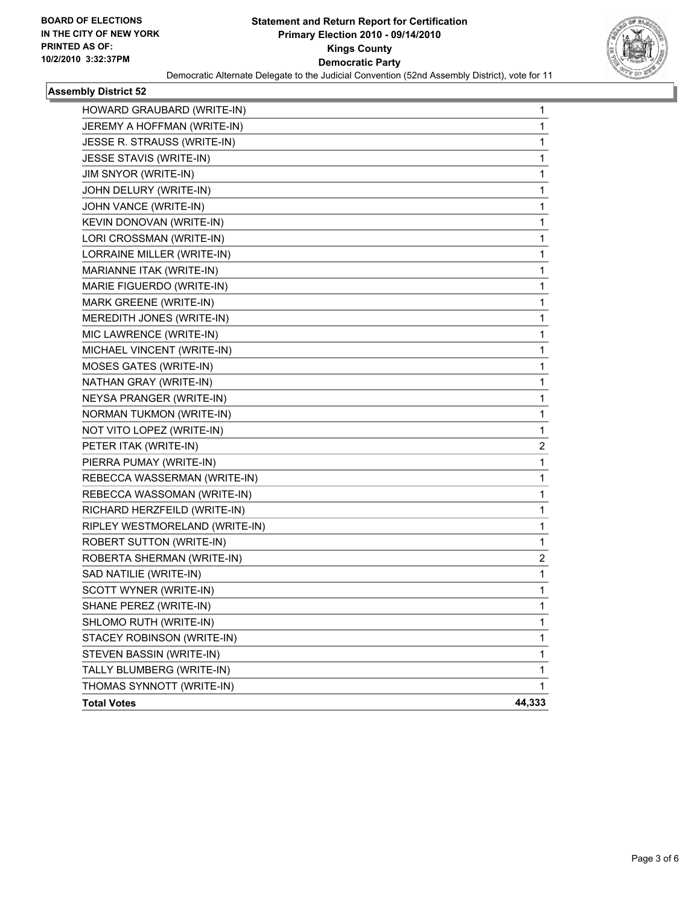**BOARD OF ELECTIONS IN THE CITY OF NEW YORK PRINTED AS OF: 10/2/2010 3:32:37PM**

**Statement and Return Report for Certification Primary Election 2010 - 09/14/2010 Kings County Democratic Party**

Democratic Alternate Delegate to the Judicial Convention (52nd Assembly District), vote for 11

### Assembly District 52

| Candidate | Votes |
|---|---|
| HOWARD GRAUBARD (WRITE-IN) | 1 |
| JEREMY A HOFFMAN (WRITE-IN) | 1 |
| JESSE R. STRAUSS (WRITE-IN) | 1 |
| JESSE STAVIS (WRITE-IN) | 1 |
| JIM SNYOR (WRITE-IN) | 1 |
| JOHN DELURY (WRITE-IN) | 1 |
| JOHN VANCE (WRITE-IN) | 1 |
| KEVIN DONOVAN (WRITE-IN) | 1 |
| LORI CROSSMAN (WRITE-IN) | 1 |
| LORRAINE MILLER (WRITE-IN) | 1 |
| MARIANNE ITAK (WRITE-IN) | 1 |
| MARIE FIGUERDO (WRITE-IN) | 1 |
| MARK GREENE (WRITE-IN) | 1 |
| MEREDITH JONES (WRITE-IN) | 1 |
| MIC LAWRENCE (WRITE-IN) | 1 |
| MICHAEL VINCENT (WRITE-IN) | 1 |
| MOSES GATES (WRITE-IN) | 1 |
| NATHAN GRAY (WRITE-IN) | 1 |
| NEYSA PRANGER (WRITE-IN) | 1 |
| NORMAN TUKMON (WRITE-IN) | 1 |
| NOT VITO LOPEZ (WRITE-IN) | 1 |
| PETER ITAK (WRITE-IN) | 2 |
| PIERRA PUMAY (WRITE-IN) | 1 |
| REBECCA WASSERMAN (WRITE-IN) | 1 |
| REBECCA WASSOMAN (WRITE-IN) | 1 |
| RICHARD HERZFEILD (WRITE-IN) | 1 |
| RIPLEY WESTMORELAND (WRITE-IN) | 1 |
| ROBERT SUTTON (WRITE-IN) | 1 |
| ROBERTA SHERMAN (WRITE-IN) | 2 |
| SAD NATILIE (WRITE-IN) | 1 |
| SCOTT WYNER (WRITE-IN) | 1 |
| SHANE PEREZ (WRITE-IN) | 1 |
| SHLOMO RUTH (WRITE-IN) | 1 |
| STACEY ROBINSON (WRITE-IN) | 1 |
| STEVEN BASSIN (WRITE-IN) | 1 |
| TALLY BLUMBERG (WRITE-IN) | 1 |
| THOMAS SYNNOTT (WRITE-IN) | 1 |
| **Total Votes** | **44,333** |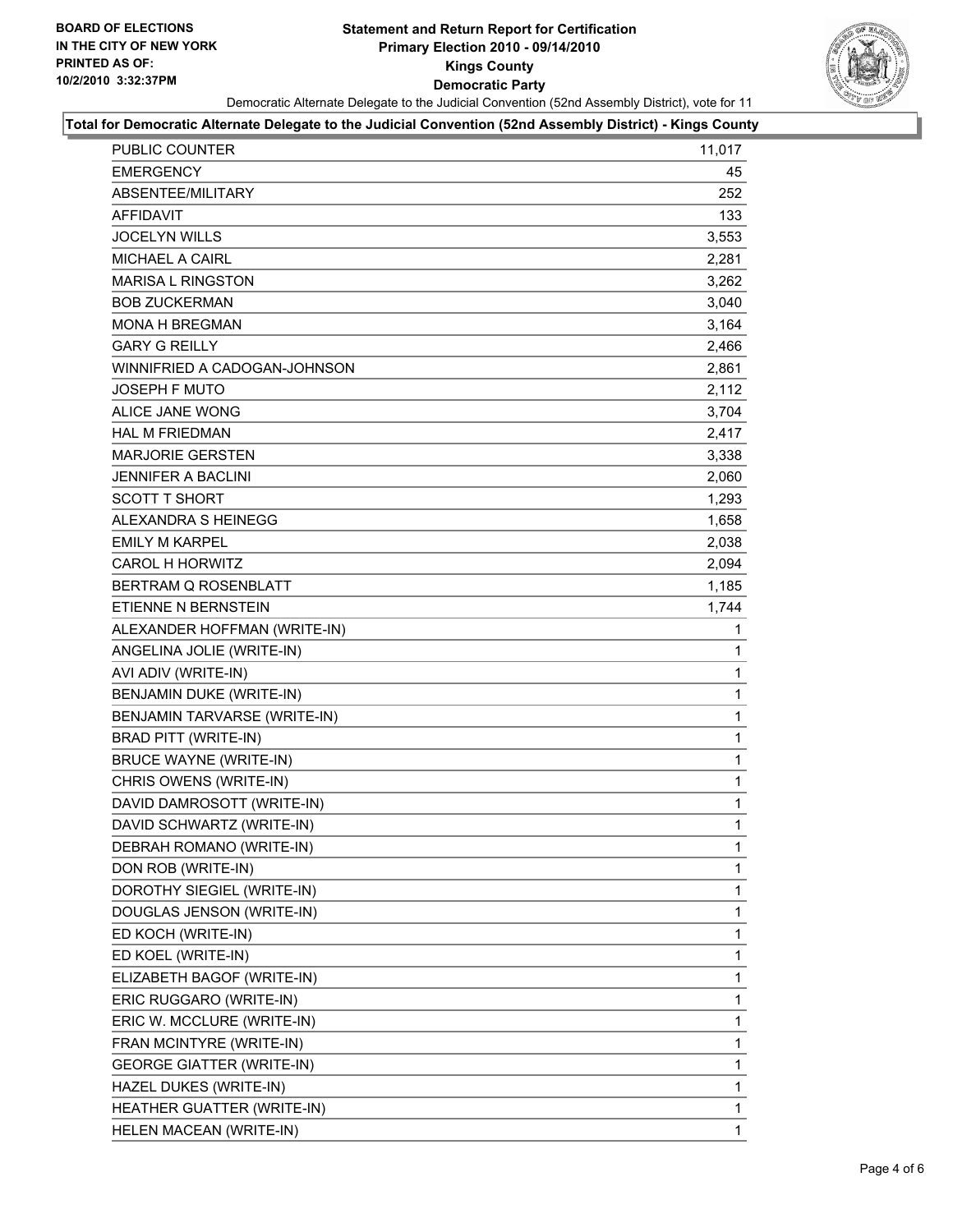**BOARD OF ELECTIONS IN THE CITY OF NEW YORK PRINTED AS OF: 10/2/2010 3:32:37PM**

# Statement and Return Report for Certification
## Primary Election 2010 - 09/14/2010
## Kings County
## Democratic Party

Democratic Alternate Delegate to the Judicial Convention (52nd Assembly District), vote for 11

**Total for Democratic Alternate Delegate to the Judicial Convention (52nd Assembly District) - Kings County**

| | |
|---|---|
| PUBLIC COUNTER | 11,017 |
| EMERGENCY | 45 |
| ABSENTEE/MILITARY | 252 |
| AFFIDAVIT | 133 |
| JOCELYN WILLS | 3,553 |
| MICHAEL A CAIRL | 2,281 |
| MARISA L RINGSTON | 3,262 |
| BOB ZUCKERMAN | 3,040 |
| MONA H BREGMAN | 3,164 |
| GARY G REILLY | 2,466 |
| WINNIFRIED A CADOGAN-JOHNSON | 2,861 |
| JOSEPH F MUTO | 2,112 |
| ALICE JANE WONG | 3,704 |
| HAL M FRIEDMAN | 2,417 |
| MARJORIE GERSTEN | 3,338 |
| JENNIFER A BACLINI | 2,060 |
| SCOTT T SHORT | 1,293 |
| ALEXANDRA S HEINEGG | 1,658 |
| EMILY M KARPEL | 2,038 |
| CAROL H HORWITZ | 2,094 |
| BERTRAM Q ROSENBLATT | 1,185 |
| ETIENNE N BERNSTEIN | 1,744 |
| ALEXANDER HOFFMAN (WRITE-IN) | 1 |
| ANGELINA JOLIE (WRITE-IN) | 1 |
| AVI ADIV (WRITE-IN) | 1 |
| BENJAMIN DUKE (WRITE-IN) | 1 |
| BENJAMIN TARVARSE (WRITE-IN) | 1 |
| BRAD PITT (WRITE-IN) | 1 |
| BRUCE WAYNE (WRITE-IN) | 1 |
| CHRIS OWENS (WRITE-IN) | 1 |
| DAVID DAMROSOTT (WRITE-IN) | 1 |
| DAVID SCHWARTZ (WRITE-IN) | 1 |
| DEBRAH ROMANO (WRITE-IN) | 1 |
| DON ROB (WRITE-IN) | 1 |
| DOROTHY SIEGIEL (WRITE-IN) | 1 |
| DOUGLAS JENSON (WRITE-IN) | 1 |
| ED KOCH (WRITE-IN) | 1 |
| ED KOEL (WRITE-IN) | 1 |
| ELIZABETH BAGOF (WRITE-IN) | 1 |
| ERIC RUGGARO (WRITE-IN) | 1 |
| ERIC W. MCCLURE (WRITE-IN) | 1 |
| FRAN MCINTYRE (WRITE-IN) | 1 |
| GEORGE GIATTER (WRITE-IN) | 1 |
| HAZEL DUKES (WRITE-IN) | 1 |
| HEATHER GUATTER (WRITE-IN) | 1 |
| HELEN MACEAN (WRITE-IN) | 1 |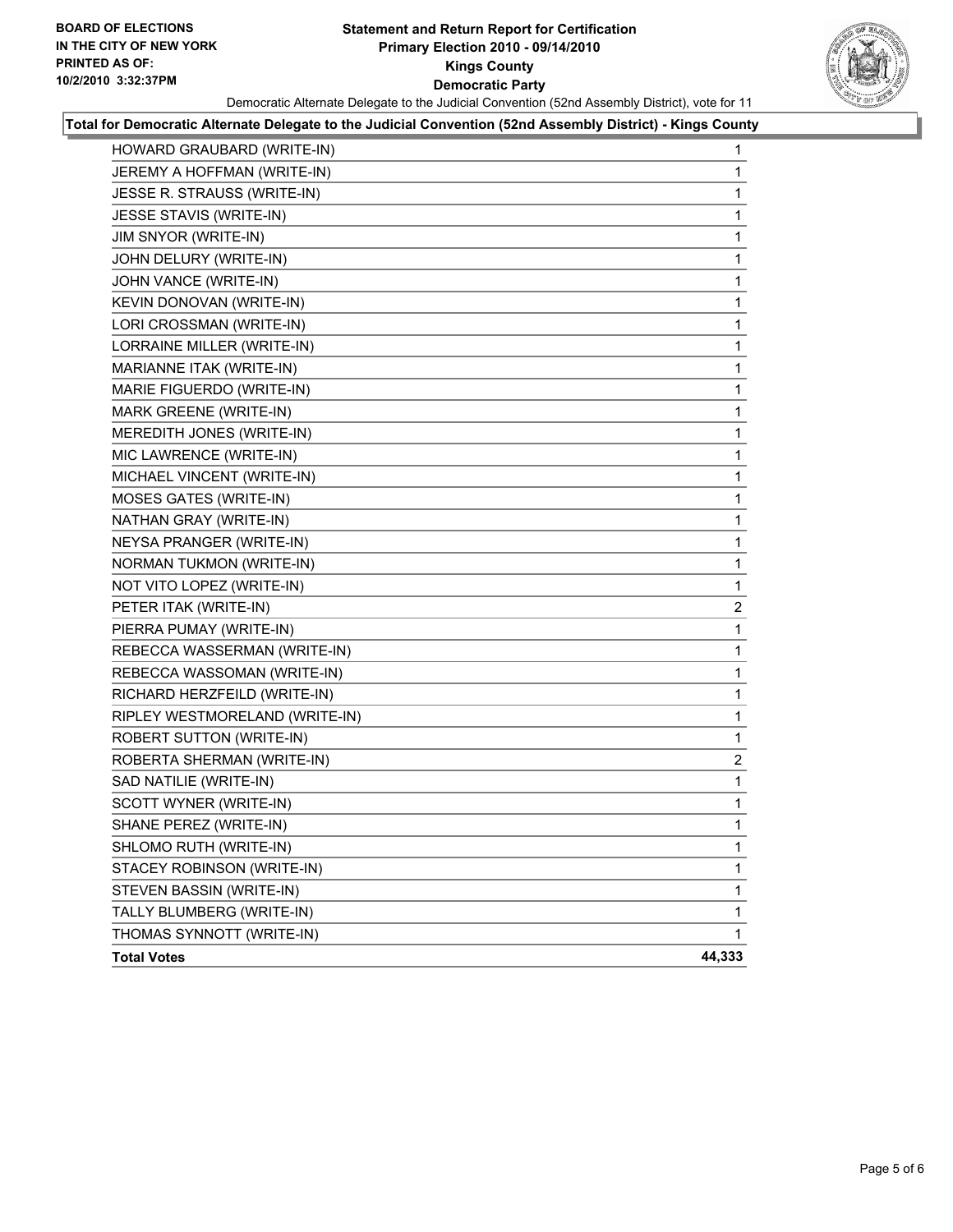**BOARD OF ELECTIONS IN THE CITY OF NEW YORK PRINTED AS OF: 10/2/2010 3:32:37PM**

# Statement and Return Report for Certification
## Primary Election 2010 - 09/14/2010
## Kings County
## Democratic Party

Democratic Alternate Delegate to the Judicial Convention (52nd Assembly District), vote for 11

**Total for Democratic Alternate Delegate to the Judicial Convention (52nd Assembly District) - Kings County**

| Candidate | Votes |
|---|---|
| HOWARD GRAUBARD (WRITE-IN) | 1 |
| JEREMY A HOFFMAN (WRITE-IN) | 1 |
| JESSE R. STRAUSS (WRITE-IN) | 1 |
| JESSE STAVIS (WRITE-IN) | 1 |
| JIM SNYOR (WRITE-IN) | 1 |
| JOHN DELURY (WRITE-IN) | 1 |
| JOHN VANCE (WRITE-IN) | 1 |
| KEVIN DONOVAN (WRITE-IN) | 1 |
| LORI CROSSMAN (WRITE-IN) | 1 |
| LORRAINE MILLER (WRITE-IN) | 1 |
| MARIANNE ITAK (WRITE-IN) | 1 |
| MARIE FIGUERDO (WRITE-IN) | 1 |
| MARK GREENE (WRITE-IN) | 1 |
| MEREDITH JONES (WRITE-IN) | 1 |
| MIC LAWRENCE (WRITE-IN) | 1 |
| MICHAEL VINCENT (WRITE-IN) | 1 |
| MOSES GATES (WRITE-IN) | 1 |
| NATHAN GRAY (WRITE-IN) | 1 |
| NEYSA PRANGER (WRITE-IN) | 1 |
| NORMAN TUKMON (WRITE-IN) | 1 |
| NOT VITO LOPEZ (WRITE-IN) | 1 |
| PETER ITAK (WRITE-IN) | 2 |
| PIERRA PUMAY (WRITE-IN) | 1 |
| REBECCA WASSERMAN (WRITE-IN) | 1 |
| REBECCA WASSOMAN (WRITE-IN) | 1 |
| RICHARD HERZFEILD (WRITE-IN) | 1 |
| RIPLEY WESTMORELAND (WRITE-IN) | 1 |
| ROBERT SUTTON (WRITE-IN) | 1 |
| ROBERTA SHERMAN (WRITE-IN) | 2 |
| SAD NATILIE (WRITE-IN) | 1 |
| SCOTT WYNER (WRITE-IN) | 1 |
| SHANE PEREZ (WRITE-IN) | 1 |
| SHLOMO RUTH (WRITE-IN) | 1 |
| STACEY ROBINSON (WRITE-IN) | 1 |
| STEVEN BASSIN (WRITE-IN) | 1 |
| TALLY BLUMBERG (WRITE-IN) | 1 |
| THOMAS SYNNOTT (WRITE-IN) | 1 |
| **Total Votes** | **44,333** |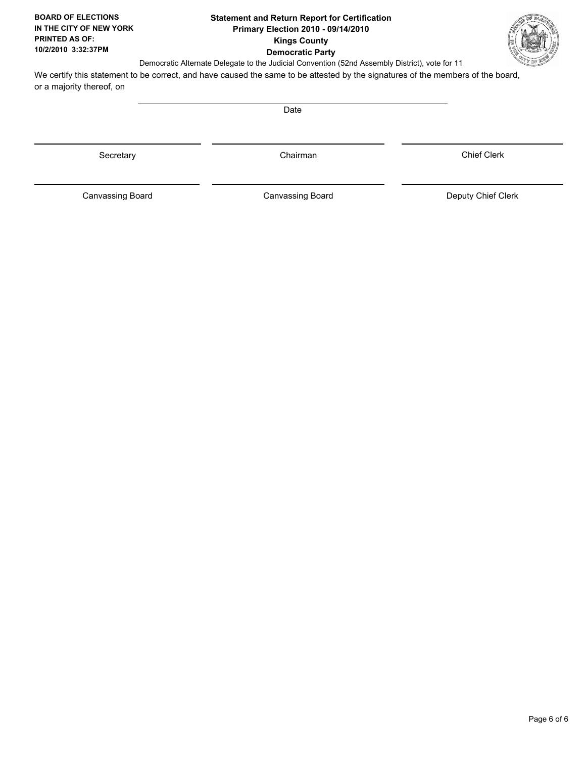**BOARD OF ELECTIONS**
**IN THE CITY OF NEW YORK**
**PRINTED AS OF:**
**10/2/2010 3:32:37PM**

**Statement and Return Report for Certification**
**Primary Election 2010 - 09/14/2010**
**Kings County**
**Democratic Party**

Democratic Alternate Delegate to the Judicial Convention (52nd Assembly District), vote for 11

We certify this statement to be correct, and have caused the same to be attested by the signatures of the members of the board, or a majority thereof, on

Date

Secretary

Chairman

Chief Clerk

Canvassing Board

Canvassing Board

Deputy Chief Clerk